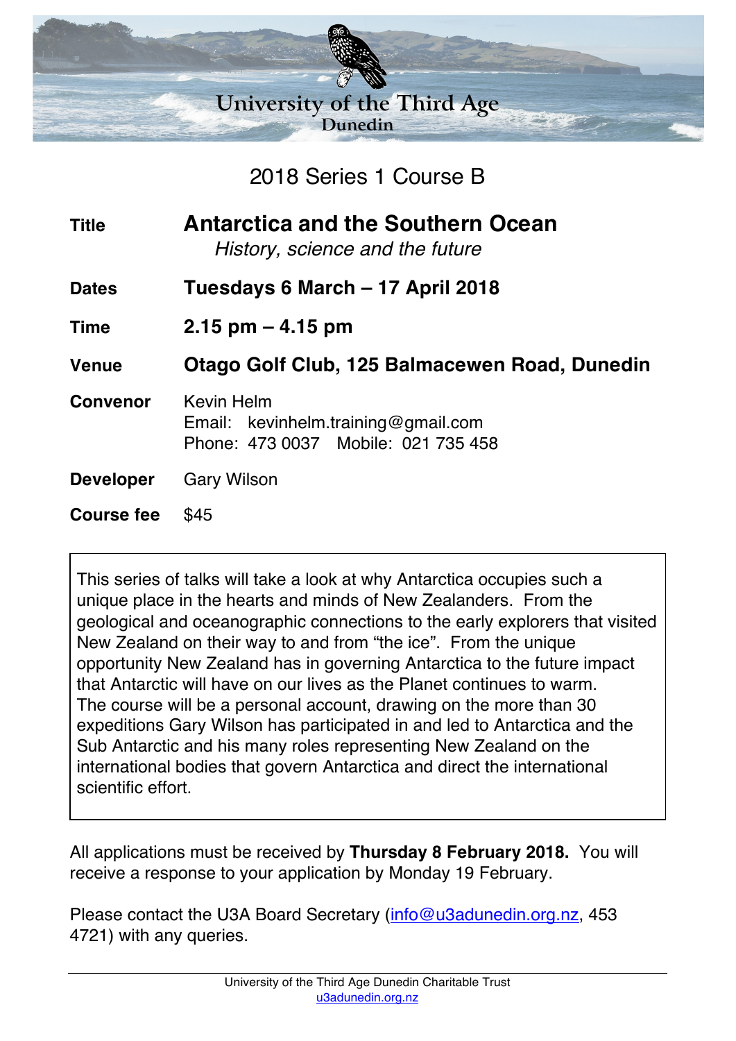# University of the Third Age
## Dunedin

## 2018 Series 1 Course B

| | |
|---|---|
| **Title** | **Antarctica and the Southern Ocean** *History, science and the future* |
| **Dates** | **Tuesdays 6 March – 17 April 2018** |
| **Time** | **2.15 pm – 4.15 pm** |
| **Venue** | **Otago Golf Club, 125 Balmacewen Road, Dunedin** |
| **Convenor** | Kevin Helm Email: kevinhelm.training@gmail.com Phone: 473 0037 Mobile: 021 735 458 |
| **Developer** | Gary Wilson |
| **Course fee** | $45 |

This series of talks will take a look at why Antarctica occupies such a unique place in the hearts and minds of New Zealanders. From the geological and oceanographic connections to the early explorers that visited New Zealand on their way to and from "the ice". From the unique opportunity New Zealand has in governing Antarctica to the future impact that Antarctic will have on our lives as the Planet continues to warm. The course will be a personal account, drawing on the more than 30 expeditions Gary Wilson has participated in and led to Antarctica and the Sub Antarctic and his many roles representing New Zealand on the international bodies that govern Antarctica and direct the international scientific effort.

All applications must be received by **Thursday 8 February 2018.** You will receive a response to your application by Monday 19 February.

Please contact the U3A Board Secretary (info@u3adunedin.org.nz, 453 4721) with any queries.

University of the Third Age Dunedin Charitable Trust
u3adunedin.org.nz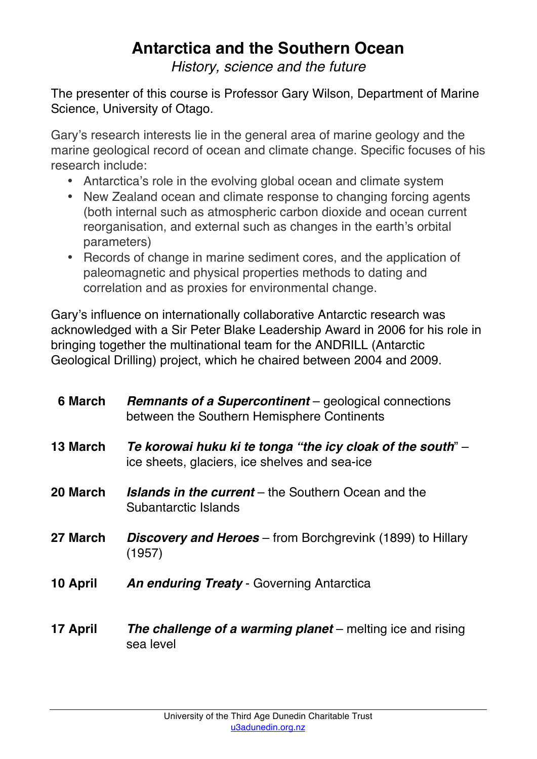# Antarctica and the Southern Ocean

*History, science and the future*

The presenter of this course is Professor Gary Wilson, Department of Marine Science, University of Otago.

Gary's research interests lie in the general area of marine geology and the marine geological record of ocean and climate change. Specific focuses of his research include:

- Antarctica's role in the evolving global ocean and climate system
- New Zealand ocean and climate response to changing forcing agents (both internal such as atmospheric carbon dioxide and ocean current reorganisation, and external such as changes in the earth's orbital parameters)
- Records of change in marine sediment cores, and the application of paleomagnetic and physical properties methods to dating and correlation and as proxies for environmental change.

Gary's influence on internationally collaborative Antarctic research was acknowledged with a Sir Peter Blake Leadership Award in 2006 for his role in bringing together the multinational team for the ANDRILL (Antarctic Geological Drilling) project, which he chaired between 2004 and 2009.

| | |
|---|---|
| **6 March** | ***Remnants of a Supercontinent*** – geological connections between the Southern Hemisphere Continents |
| **13 March** | ***Te korowai huku ki te tonga "the icy cloak of the south"*** – ice sheets, glaciers, ice shelves and sea-ice |
| **20 March** | ***Islands in the current*** – the Southern Ocean and the Subantarctic Islands |
| **27 March** | ***Discovery and Heroes*** – from Borchgrevink (1899) to Hillary (1957) |
| **10 April** | ***An enduring Treaty*** - Governing Antarctica |
| **17 April** | ***The challenge of a warming planet*** – melting ice and rising sea level |

University of the Third Age Dunedin Charitable Trust
u3adunedin.org.nz